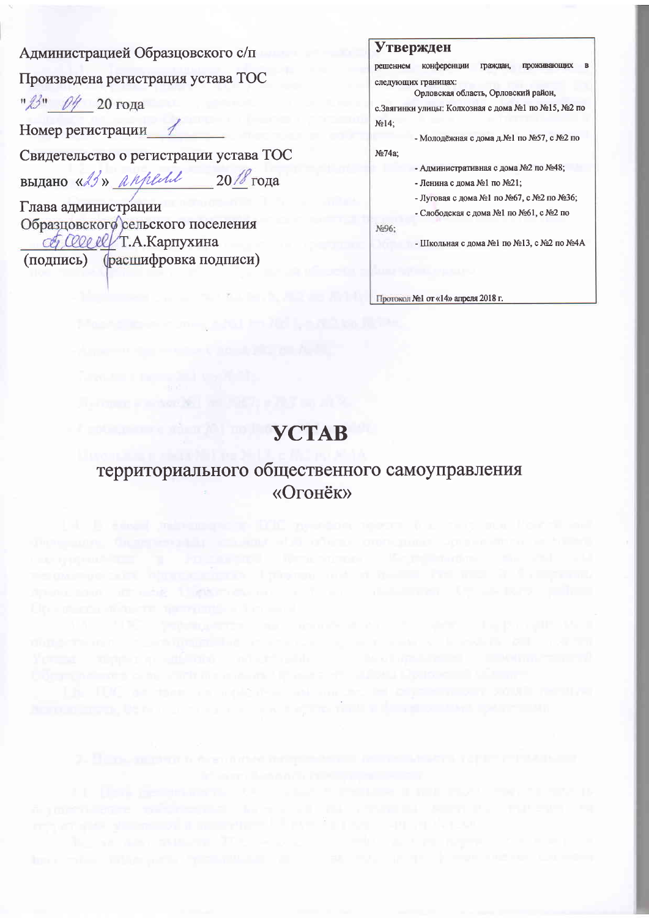Администрацией Образцовского с/п

Произведена регистрация устава ТОС

"23" 04 20 года

Номер регистрации 1

Свидетельство о регистрации устава ТОС

выдано «23» апреля 2018 года

Глава администрации

Образцовского сельского поселения

Т.А.Карпухина

(подпись) (расшифровка подписи)

**Утвержден**

решением конференции граждан, проживающих в следующих границах:

Орловская область, Орловский район, с.Звягинки улицы: Колхозная с дома №1 по №15, №2 по №14;

- Молодёжная с дома д.№1 по №57, с №2 по №74а;
- Административная с дома №2 по №48;
- Ленина с дома №1 по №21;
- Луговая с дома №1 по №67, с №2 по №36;
- Слободская с дома №1 по №61, с №2 по №96;
- Школьная с дома №1 по №13, с №2 по №4А

Протокол №1 от «14» апреля 2018 г.

# УСТАВ

## территориального общественного самоуправления «Огонёк»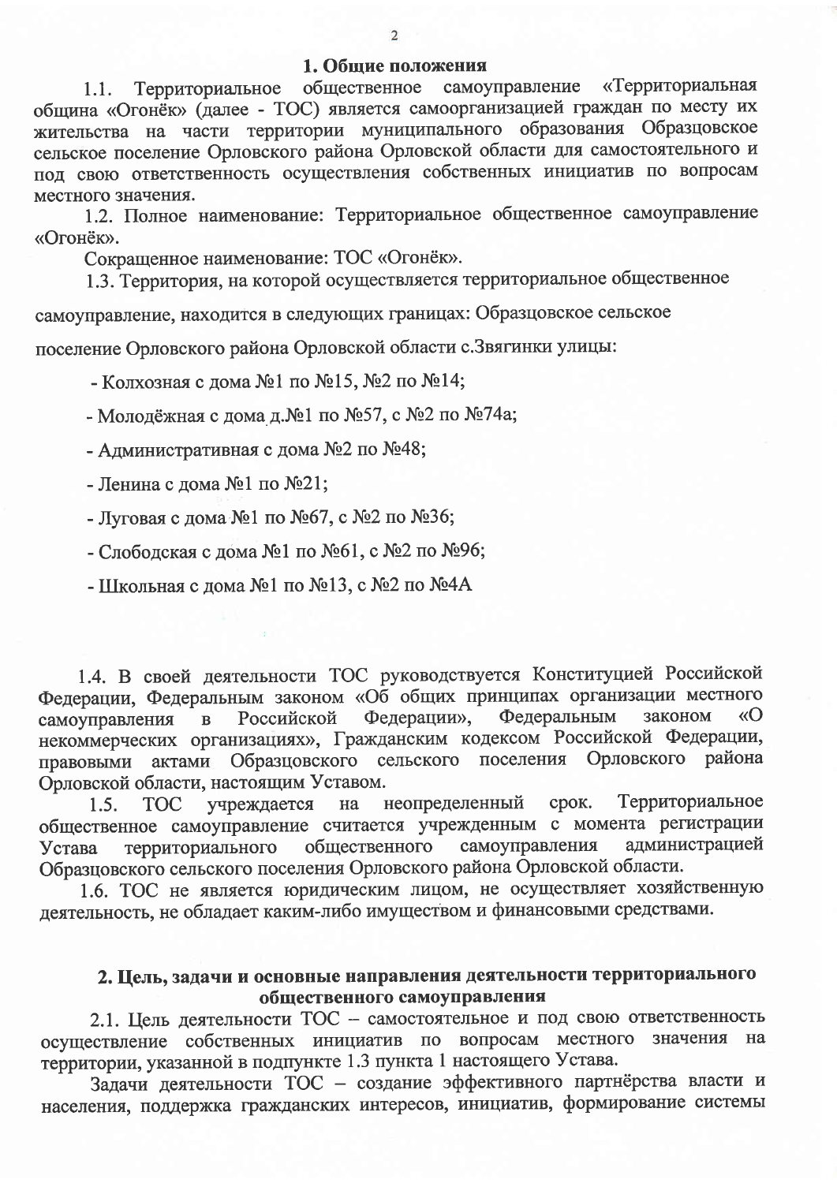## 1. Общие положения

1.1. Территориальное общественное самоуправление «Территориальная община «Огонёк» (далее - ТОС) является самоорганизацией граждан по месту их жительства на части территории муниципального образования Образцовское сельское поселение Орловского района Орловской области для самостоятельного и под свою ответственность осуществления собственных инициатив по вопросам местного значения.

1.2. Полное наименование: Территориальное общественное самоуправление «Огонёк».

Сокращенное наименование: ТОС «Огонёк».

1.3. Территория, на которой осуществляется территориальное общественное самоуправление, находится в следующих границах: Образцовское сельское поселение Орловского района Орловской области с.Звягинки улицы:

- Колхозная с дома №1 по №15, №2 по №14;
- Молодёжная с дома д.№1 по №57, с №2 по №74а;
- Административная с дома №2 по №48;
- Ленина с дома №1 по №21;
- Луговая с дома №1 по №67, с №2 по №36;
- Слободская с дома №1 по №61, с №2 по №96;
- Школьная с дома №1 по №13, с №2 по №4А

1.4. В своей деятельности ТОС руководствуется Конституцией Российской Федерации, Федеральным законом «Об общих принципах организации местного самоуправления в Российской Федерации», Федеральным законом «О некоммерческих организациях», Гражданским кодексом Российской Федерации, правовыми актами Образцовского сельского поселения Орловского района Орловской области, настоящим Уставом.

1.5. ТОС учреждается на неопределенный срок. Территориальное общественное самоуправление считается учрежденным с момента регистрации Устава территориального общественного самоуправления администрацией Образцовского сельского поселения Орловского района Орловской области.

1.6. ТОС не является юридическим лицом, не осуществляет хозяйственную деятельность, не обладает каким-либо имуществом и финансовыми средствами.

## 2. Цель, задачи и основные направления деятельности территориального общественного самоуправления

2.1. Цель деятельности ТОС – самостоятельное и под свою ответственность осуществление собственных инициатив по вопросам местного значения на территории, указанной в подпункте 1.3 пункта 1 настоящего Устава.

Задачи деятельности ТОС – создание эффективного партнёрства власти и населения, поддержка гражданских интересов, инициатив, формирование системы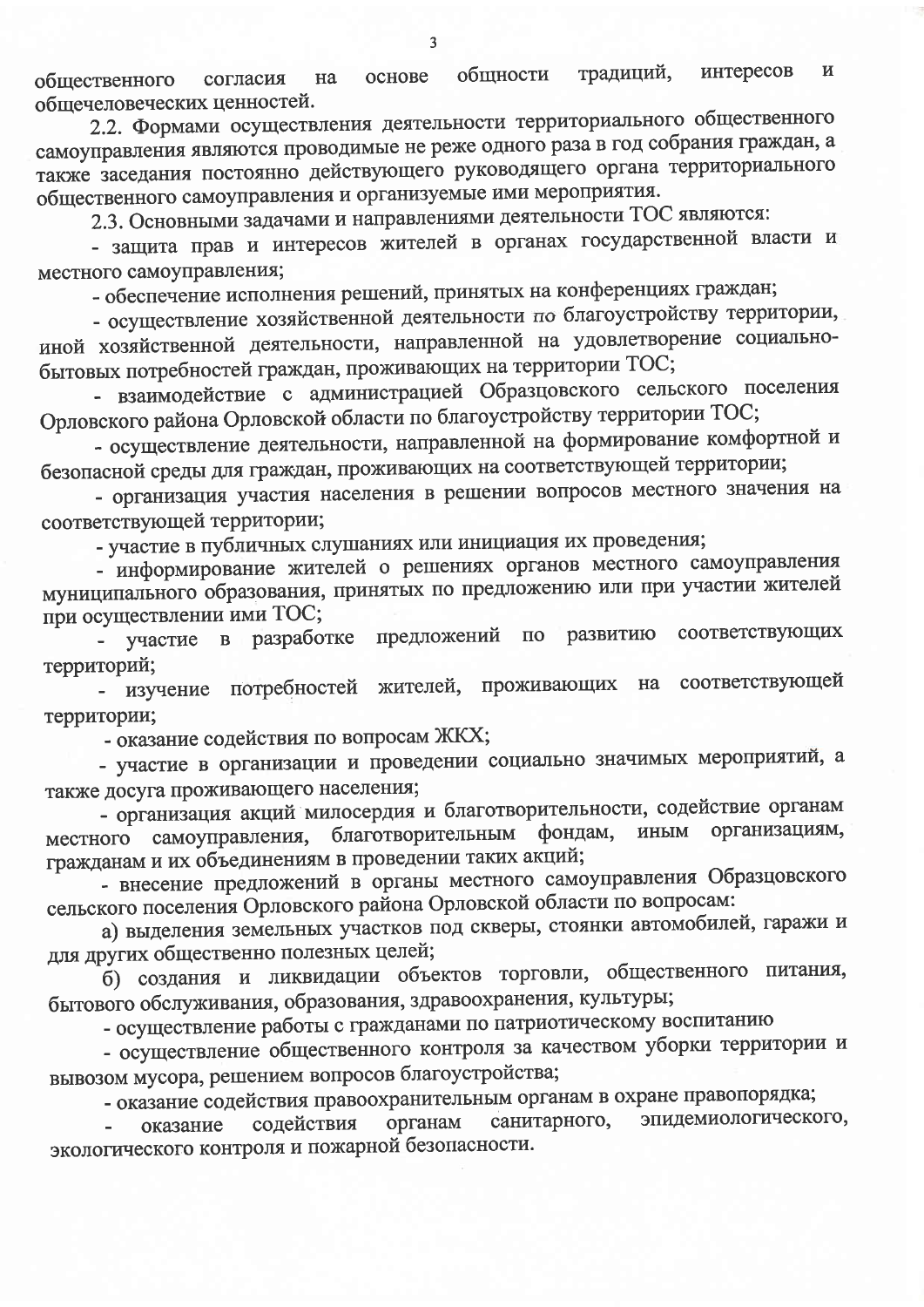общественного согласия на основе общности традиций, интересов и общечеловеческих ценностей.

2.2. Формами осуществления деятельности территориального общественного самоуправления являются проводимые не реже одного раза в год собрания граждан, а также заседания постоянно действующего руководящего органа территориального общественного самоуправления и организуемые ими мероприятия.

2.3. Основными задачами и направлениями деятельности ТОС являются:

- защита прав и интересов жителей в органах государственной власти и местного самоуправления;
- обеспечение исполнения решений, принятых на конференциях граждан;
- осуществление хозяйственной деятельности по благоустройству территории, иной хозяйственной деятельности, направленной на удовлетворение социально-бытовых потребностей граждан, проживающих на территории ТОС;
- взаимодействие с администрацией Образцовского сельского поселения Орловского района Орловской области по благоустройству территории ТОС;
- осуществление деятельности, направленной на формирование комфортной и безопасной среды для граждан, проживающих на соответствующей территории;
- организация участия населения в решении вопросов местного значения на соответствующей территории;
- участие в публичных слушаниях или инициация их проведения;
- информирование жителей о решениях органов местного самоуправления муниципального образования, принятых по предложению или при участии жителей при осуществлении ими ТОС;
- участие в разработке предложений по развитию соответствующих территорий;
- изучение потребностей жителей, проживающих на соответствующей территории;
- оказание содействия по вопросам ЖКХ;
- участие в организации и проведении социально значимых мероприятий, а также досуга проживающего населения;
- организация акций милосердия и благотворительности, содействие органам местного самоуправления, благотворительным фондам, иным организациям, гражданам и их объединениям в проведении таких акций;
- внесение предложений в органы местного самоуправления Образцовского сельского поселения Орловского района Орловской области по вопросам:

а) выделения земельных участков под скверы, стоянки автомобилей, гаражи и для других общественно полезных целей;

б) создания и ликвидации объектов торговли, общественного питания, бытового обслуживания, образования, здравоохранения, культуры;

- осуществление работы с гражданами по патриотическому воспитанию
- осуществление общественного контроля за качеством уборки территории и вывозом мусора, решением вопросов благоустройства;
- оказание содействия правоохранительным органам в охране правопорядка;
- оказание содействия органам санитарного, эпидемиологического, экологического контроля и пожарной безопасности.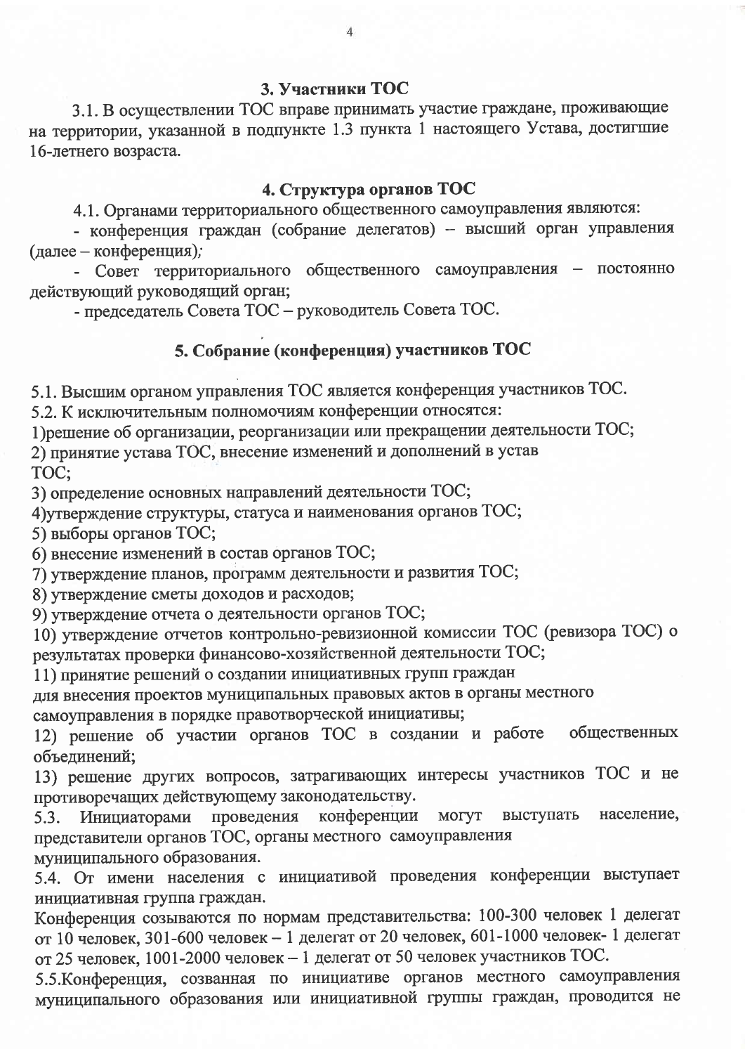## 3. Участники ТОС

3.1. В осуществлении ТОС вправе принимать участие граждане, проживающие на территории, указанной в подпункте 1.3 пункта 1 настоящего Устава, достигшие 16-летнего возраста.

## 4. Структура органов ТОС

4.1. Органами территориального общественного самоуправления являются:

- конференция граждан (собрание делегатов) – высший орган управления (далее – конференция);
- Совет территориального общественного самоуправления – постоянно действующий руководящий орган;
- председатель Совета ТОС – руководитель Совета ТОС.

## 5. Собрание (конференция) участников ТОС

5.1. Высшим органом управления ТОС является конференция участников ТОС.

5.2. К исключительным полномочиям конференции относятся:

1)решение об организации, реорганизации или прекращении деятельности ТОС;

2) принятие устава ТОС, внесение изменений и дополнений в устав ТОС;

3) определение основных направлений деятельности ТОС;

4)утверждение структуры, статуса и наименования органов ТОС;

5) выборы органов ТОС;

6) внесение изменений в состав органов ТОС;

7) утверждение планов, программ деятельности и развития ТОС;

8) утверждение сметы доходов и расходов;

9) утверждение отчета о деятельности органов ТОС;

10) утверждение отчетов контрольно-ревизионной комиссии ТОС (ревизора ТОС) о результатах проверки финансово-хозяйственной деятельности ТОС;

11) принятие решений о создании инициативных групп граждан для внесения проектов муниципальных правовых актов в органы местного самоуправления в порядке правотворческой инициативы;

12) решение об участии органов ТОС в создании и работе общественных объединений;

13) решение других вопросов, затрагивающих интересы участников ТОС и не противоречащих действующему законодательству.

5.3. Инициаторами проведения конференции могут выступать население, представители органов ТОС, органы местного самоуправления муниципального образования.

5.4. От имени населения с инициативой проведения конференции выступает инициативная группа граждан.

Конференция созываются по нормам представительства: 100-300 человек 1 делегат от 10 человек, 301-600 человек – 1 делегат от 20 человек, 601-1000 человек- 1 делегат от 25 человек, 1001-2000 человек – 1 делегат от 50 человек участников ТОС.

5.5.Конференция, созванная по инициативе органов местного самоуправления муниципального образования или инициативной группы граждан, проводится не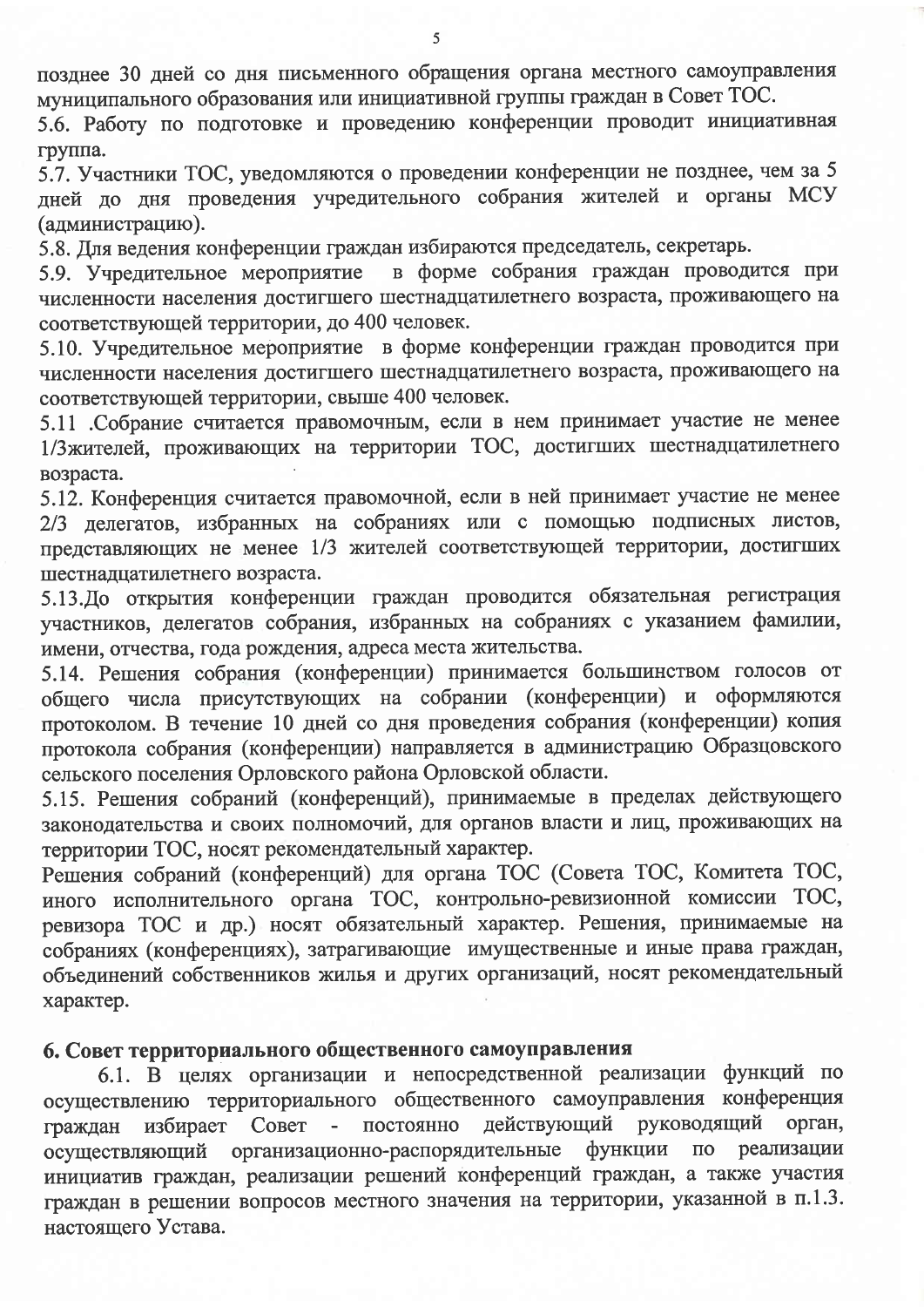позднее 30 дней со дня письменного обращения органа местного самоуправления муниципального образования или инициативной группы граждан в Совет ТОС.

5.6. Работу по подготовке и проведению конференции проводит инициативная группа.

5.7. Участники ТОС, уведомляются о проведении конференции не позднее, чем за 5 дней до дня проведения учредительного собрания жителей и органы МСУ (администрацию).

5.8. Для ведения конференции граждан избираются председатель, секретарь.

5.9. Учредительное мероприятие в форме собрания граждан проводится при численности населения достигшего шестнадцатилетнего возраста, проживающего на соответствующей территории, до 400 человек.

5.10. Учредительное мероприятие в форме конференции граждан проводится при численности населения достигшего шестнадцатилетнего возраста, проживающего на соответствующей территории, свыше 400 человек.

5.11 .Собрание считается правомочным, если в нем принимает участие не менее 1/3жителей, проживающих на территории ТОС, достигших шестнадцатилетнего возраста.

5.12. Конференция считается правомочной, если в ней принимает участие не менее 2/3 делегатов, избранных на собраниях или с помощью подписных листов, представляющих не менее 1/3 жителей соответствующей территории, достигших шестнадцатилетнего возраста.

5.13.До открытия конференции граждан проводится обязательная регистрация участников, делегатов собрания, избранных на собраниях с указанием фамилии, имени, отчества, года рождения, адреса места жительства.

5.14. Решения собрания (конференции) принимается большинством голосов от общего числа присутствующих на собрании (конференции) и оформляются протоколом. В течение 10 дней со дня проведения собрания (конференции) копия протокола собрания (конференции) направляется в администрацию Образцовского сельского поселения Орловского района Орловской области.

5.15. Решения собраний (конференций), принимаемые в пределах действующего законодательства и своих полномочий, для органов власти и лиц, проживающих на территории ТОС, носят рекомендательный характер.

Решения собраний (конференций) для органа ТОС (Совета ТОС, Комитета ТОС, иного исполнительного органа ТОС, контрольно-ревизионной комиссии ТОС, ревизора ТОС и др.) носят обязательный характер. Решения, принимаемые на собраниях (конференциях), затрагивающие имущественные и иные права граждан, объединений собственников жилья и других организаций, носят рекомендательный характер.

## 6. Совет территориального общественного самоуправления

6.1. В целях организации и непосредственной реализации функций по осуществлению территориального общественного самоуправления конференция граждан избирает Совет - постоянно действующий руководящий орган, осуществляющий организационно-распорядительные функции по реализации инициатив граждан, реализации решений конференций граждан, а также участия граждан в решении вопросов местного значения на территории, указанной в п.1.3. настоящего Устава.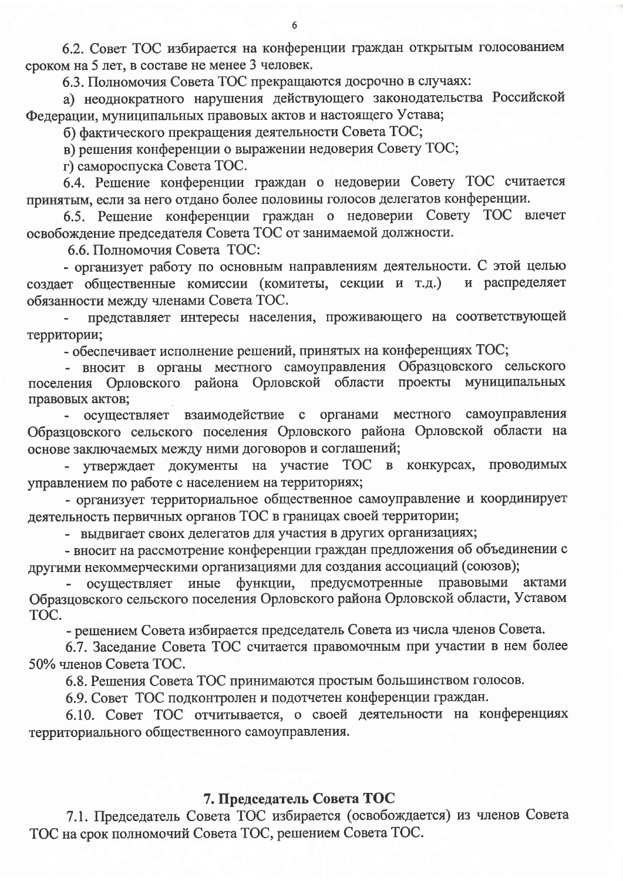6.2. Совет ТОС избирается на конференции граждан открытым голосованием сроком на 5 лет, в составе не менее 3 человек.

6.3. Полномочия Совета ТОС прекращаются досрочно в случаях:

а) неоднократного нарушения действующего законодательства Российской Федерации, муниципальных правовых актов и настоящего Устава;

б) фактического прекращения деятельности Совета ТОС;

в) решения конференции о выражении недоверия Совету ТОС;

г) самороспуска Совета ТОС.

6.4. Решение конференции граждан о недоверии Совету ТОС считается принятым, если за него отдано более половины голосов делегатов конференции.

6.5. Решение конференции граждан о недоверии Совету ТОС влечет освобождение председателя Совета ТОС от занимаемой должности.

6.6. Полномочия Совета ТОС:

- организует работу по основным направлениям деятельности. С этой целью создает общественные комиссии (комитеты, секции и т.д.) и распределяет обязанности между членами Совета ТОС.
- представляет интересы населения, проживающего на соответствующей территории;
- обеспечивает исполнение решений, принятых на конференциях ТОС;
- вносит в органы местного самоуправления Образцовского сельского поселения Орловского района Орловской области проекты муниципальных правовых актов;
- осуществляет взаимодействие с органами местного самоуправления Образцовского сельского поселения Орловского района Орловской области на основе заключаемых между ними договоров и соглашений;
- утверждает документы на участие ТОС в конкурсах, проводимых управлением по работе с населением на территориях;
- организует территориальное общественное самоуправление и координирует деятельность первичных органов ТОС в границах своей территории;
- выдвигает своих делегатов для участия в других организациях;
- вносит на рассмотрение конференции граждан предложения об объединении с другими некоммерческими организациями для создания ассоциаций (союзов);
- осуществляет иные функции, предусмотренные правовыми актами Образцовского сельского поселения Орловского района Орловской области, Уставом ТОС.
- решением Совета избирается председатель Совета из числа членов Совета.

6.7. Заседание Совета ТОС считается правомочным при участии в нем более 50% членов Совета ТОС.

6.8. Решения Совета ТОС принимаются простым большинством голосов.

6.9. Совет ТОС подконтролен и подотчетен конференции граждан.

6.10. Совет ТОС отчитывается, о своей деятельности на конференциях территориального общественного самоуправления.

## 7. Председатель Совета ТОС

7.1. Председатель Совета ТОС избирается (освобождается) из членов Совета ТОС на срок полномочий Совета ТОС, решением Совета ТОС.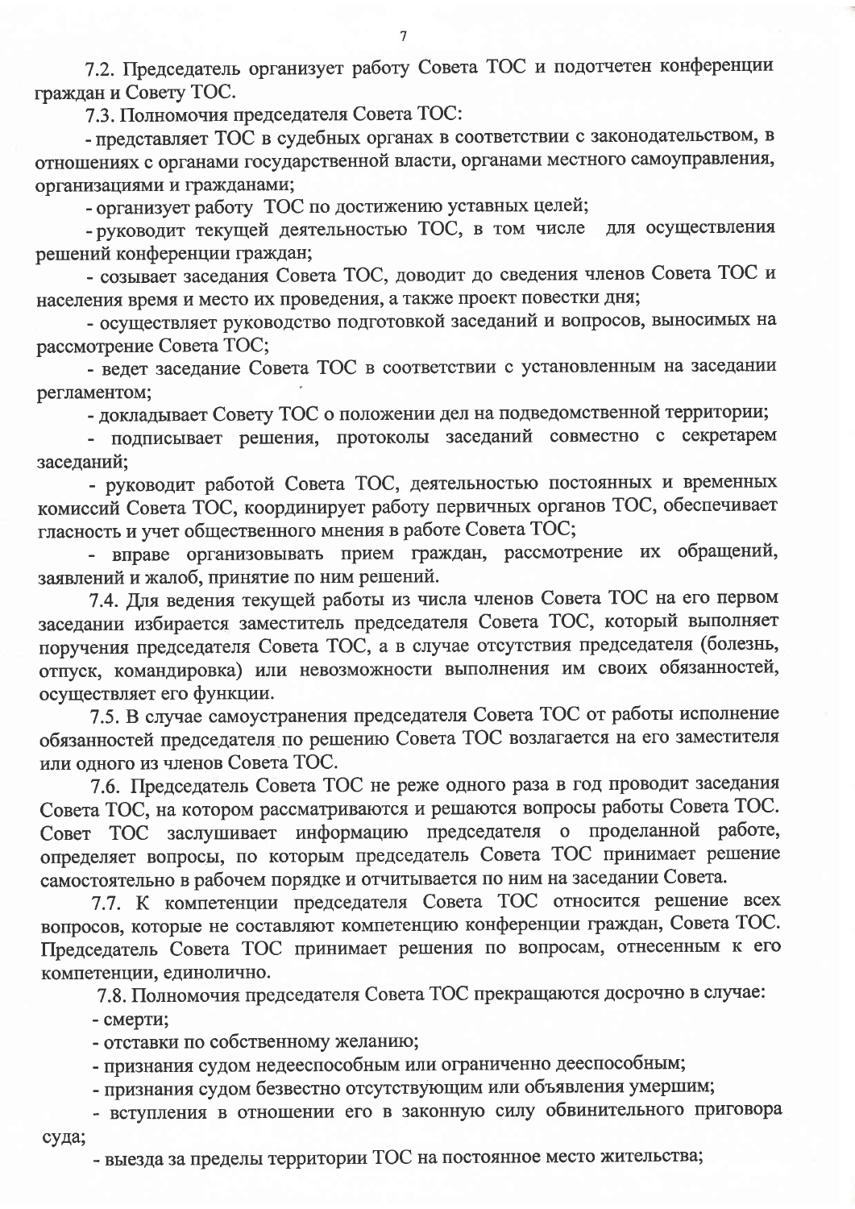7.2. Председатель организует работу Совета ТОС и подотчетен конференции граждан и Совету ТОС.

7.3. Полномочия председателя Совета ТОС:

- представляет ТОС в судебных органах в соответствии с законодательством, в отношениях с органами государственной власти, органами местного самоуправления, организациями и гражданами;
- организует работу ТОС по достижению уставных целей;
- руководит текущей деятельностью ТОС, в том числе для осуществления решений конференции граждан;
- созывает заседания Совета ТОС, доводит до сведения членов Совета ТОС и населения время и место их проведения, а также проект повестки дня;
- осуществляет руководство подготовкой заседаний и вопросов, выносимых на рассмотрение Совета ТОС;
- ведет заседание Совета ТОС в соответствии с установленным на заседании регламентом;
- докладывает Совету ТОС о положении дел на подведомственной территории;
- подписывает решения, протоколы заседаний совместно с секретарем заседаний;
- руководит работой Совета ТОС, деятельностью постоянных и временных комиссий Совета ТОС, координирует работу первичных органов ТОС, обеспечивает гласность и учет общественного мнения в работе Совета ТОС;
- вправе организовывать прием граждан, рассмотрение их обращений, заявлений и жалоб, принятие по ним решений.

7.4. Для ведения текущей работы из числа членов Совета ТОС на его первом заседании избирается заместитель председателя Совета ТОС, который выполняет поручения председателя Совета ТОС, а в случае отсутствия председателя (болезнь, отпуск, командировка) или невозможности выполнения им своих обязанностей, осуществляет его функции.

7.5. В случае самоустранения председателя Совета ТОС от работы исполнение обязанностей председателя по решению Совета ТОС возлагается на его заместителя или одного из членов Совета ТОС.

7.6. Председатель Совета ТОС не реже одного раза в год проводит заседания Совета ТОС, на котором рассматриваются и решаются вопросы работы Совета ТОС. Совет ТОС заслушивает информацию председателя о проделанной работе, определяет вопросы, по которым председатель Совета ТОС принимает решение самостоятельно в рабочем порядке и отчитывается по ним на заседании Совета.

7.7. К компетенции председателя Совета ТОС относится решение всех вопросов, которые не составляют компетенцию конференции граждан, Совета ТОС. Председатель Совета ТОС принимает решения по вопросам, отнесенным к его компетенции, единолично.

7.8. Полномочия председателя Совета ТОС прекращаются досрочно в случае:

- смерти;
- отставки по собственному желанию;
- признания судом недееспособным или ограниченно дееспособным;
- признания судом безвестно отсутствующим или объявления умершим;
- вступления в отношении его в законную силу обвинительного приговора суда;
- выезда за пределы территории ТОС на постоянное место жительства;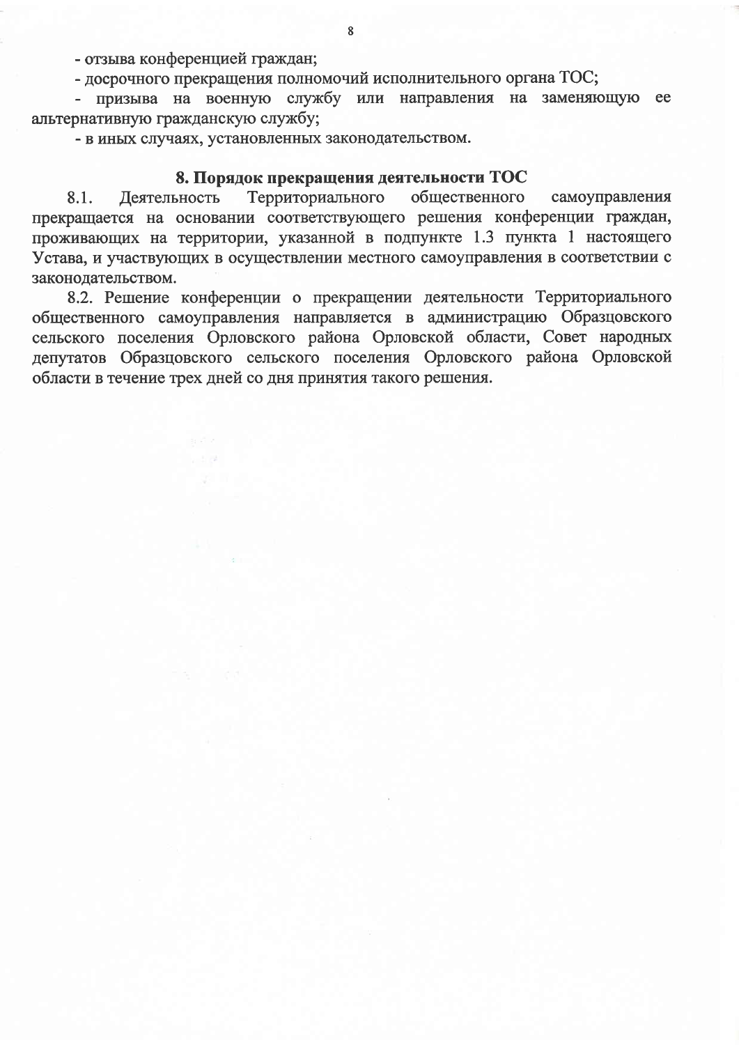- отзыва конференцией граждан;

- досрочного прекращения полномочий исполнительного органа ТОС;

- призыва на военную службу или направления на заменяющую ее альтернативную гражданскую службу;

- в иных случаях, установленных законодательством.

## 8. Порядок прекращения деятельности ТОС

8.1. Деятельность Территориального общественного самоуправления прекращается на основании соответствующего решения конференции граждан, проживающих на территории, указанной в подпункте 1.3 пункта 1 настоящего Устава, и участвующих в осуществлении местного самоуправления в соответствии с законодательством.

8.2. Решение конференции о прекращении деятельности Территориального общественного самоуправления направляется в администрацию Образцовского сельского поселения Орловского района Орловской области, Совет народных депутатов Образцовского сельского поселения Орловского района Орловской области в течение трех дней со дня принятия такого решения.